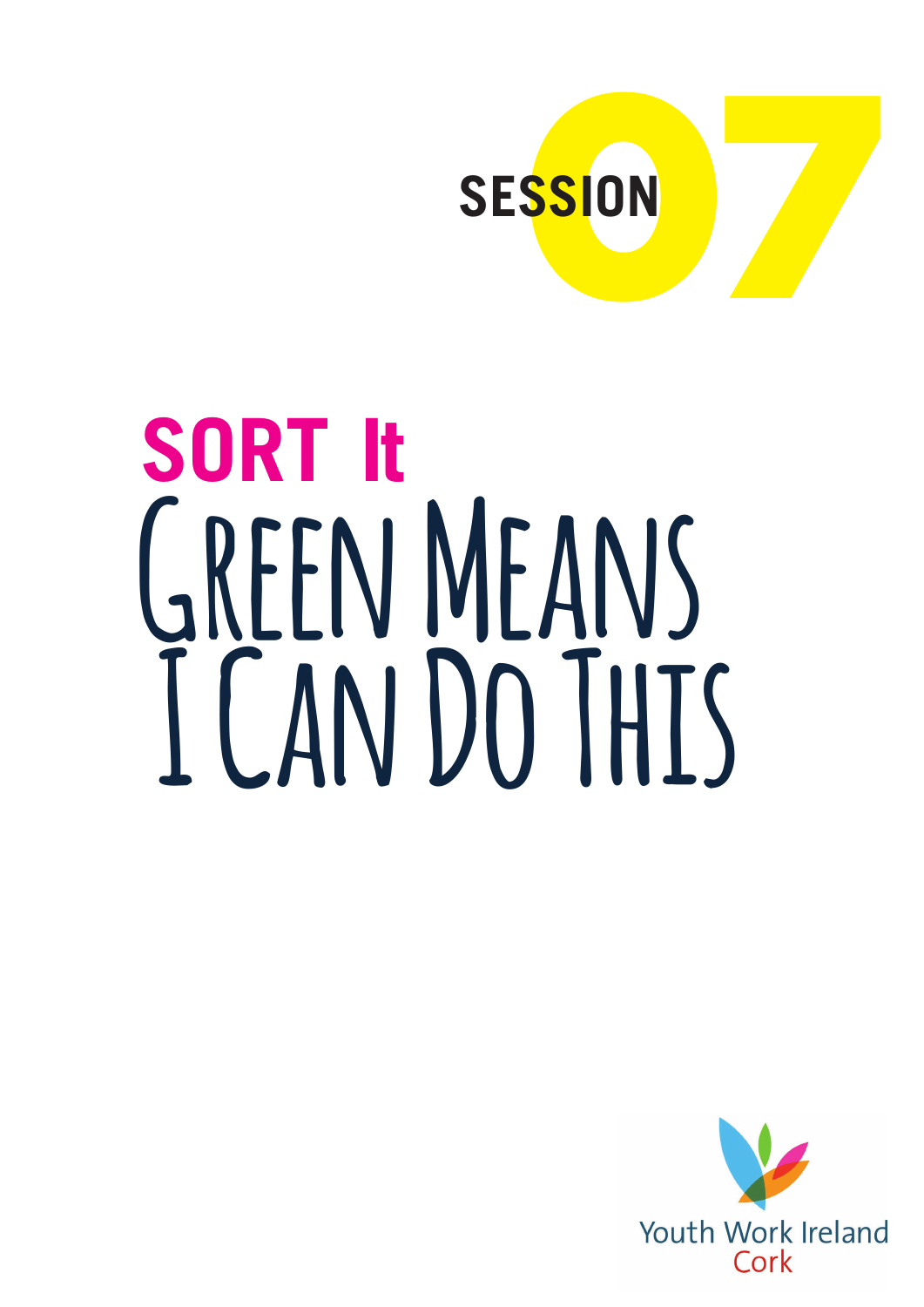SESSION 07

# SORT It

# Green Means I Can Do This

Youth Work Ireland
Cork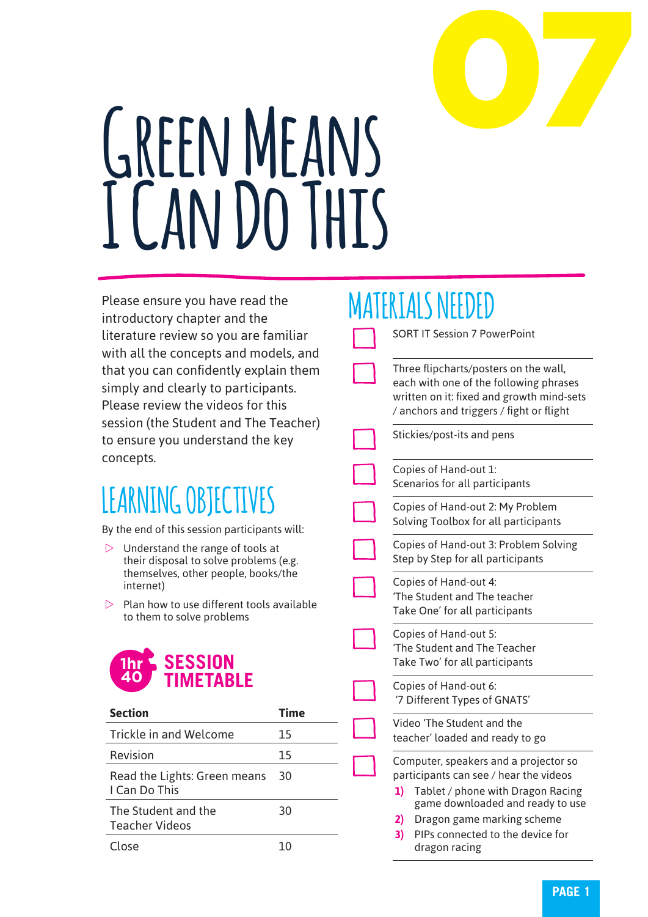07

# Green Means I Can Do This

Please ensure you have read the introductory chapter and the literature review so you are familiar with all the concepts and models, and that you can confidently explain them simply and clearly to participants. Please review the videos for this session (the Student and The Teacher) to ensure you understand the key concepts.

## Learning Objectives

By the end of this session participants will:

- Understand the range of tools at their disposal to solve problems (e.g. themselves, other people, books/the internet)
- Plan how to use different tools available to them to solve problems

## Session Timetable

1hr 40

| Section | Time |
|---|---|
| Trickle in and Welcome | 15 |
| Revision | 15 |
| Read the Lights: Green means I Can Do This | 30 |
| The Student and the Teacher Videos | 30 |
| Close | 10 |

## Materials Needed

- [ ] SORT IT Session 7 PowerPoint
- [ ] Three flipcharts/posters on the wall, each with one of the following phrases written on it: fixed and growth mind-sets / anchors and triggers / fight or flight
- [ ] Stickies/post-its and pens
- [ ] Copies of Hand-out 1: Scenarios for all participants
- [ ] Copies of Hand-out 2: My Problem Solving Toolbox for all participants
- [ ] Copies of Hand-out 3: Problem Solving Step by Step for all participants
- [ ] Copies of Hand-out 4: 'The Student and The teacher Take One' for all participants
- [ ] Copies of Hand-out 5: 'The Student and The Teacher Take Two' for all participants
- [ ] Copies of Hand-out 6: '7 Different Types of GNATS'
- [ ] Video 'The Student and the teacher' loaded and ready to go
- [ ] Computer, speakers and a projector so participants can see / hear the videos
  1) Tablet / phone with Dragon Racing game downloaded and ready to use
  2) Dragon game marking scheme
  3) PIPs connected to the device for dragon racing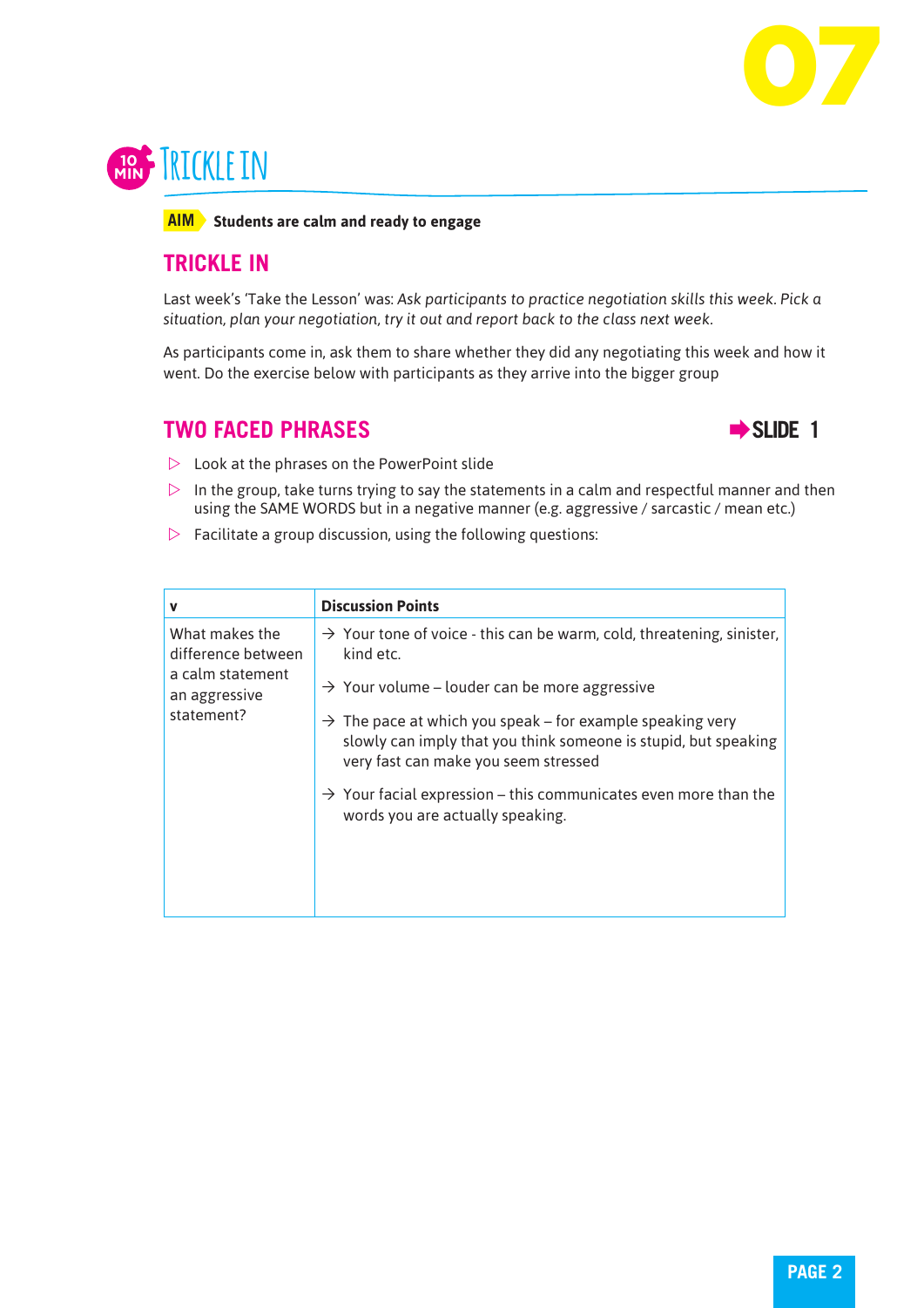# 07

## 10 MIN Trickle In

**AIM** **Students are calm and ready to engage**

## TRICKLE IN

Last week's 'Take the Lesson' was: *Ask participants to practice negotiation skills this week. Pick a situation, plan your negotiation, try it out and report back to the class next week.*

As participants come in, ask them to share whether they did any negotiating this week and how it went. Do the exercise below with participants as they arrive into the bigger group

## TWO FACED PHRASES

➡ **SLIDE 1**

- ▷ Look at the phrases on the PowerPoint slide
- ▷ In the group, take turns trying to say the statements in a calm and respectful manner and then using the SAME WORDS but in a negative manner (e.g. aggressive / sarcastic / mean etc.)
- ▷ Facilitate a group discussion, using the following questions:

| v | Discussion Points |
|---|---|
| What makes the difference between a calm statement an aggressive statement? | → Your tone of voice - this can be warm, cold, threatening, sinister, kind etc.<br><br>→ Your volume – louder can be more aggressive<br><br>→ The pace at which you speak – for example speaking very slowly can imply that you think someone is stupid, but speaking very fast can make you seem stressed<br><br>→ Your facial expression – this communicates even more than the words you are actually speaking. |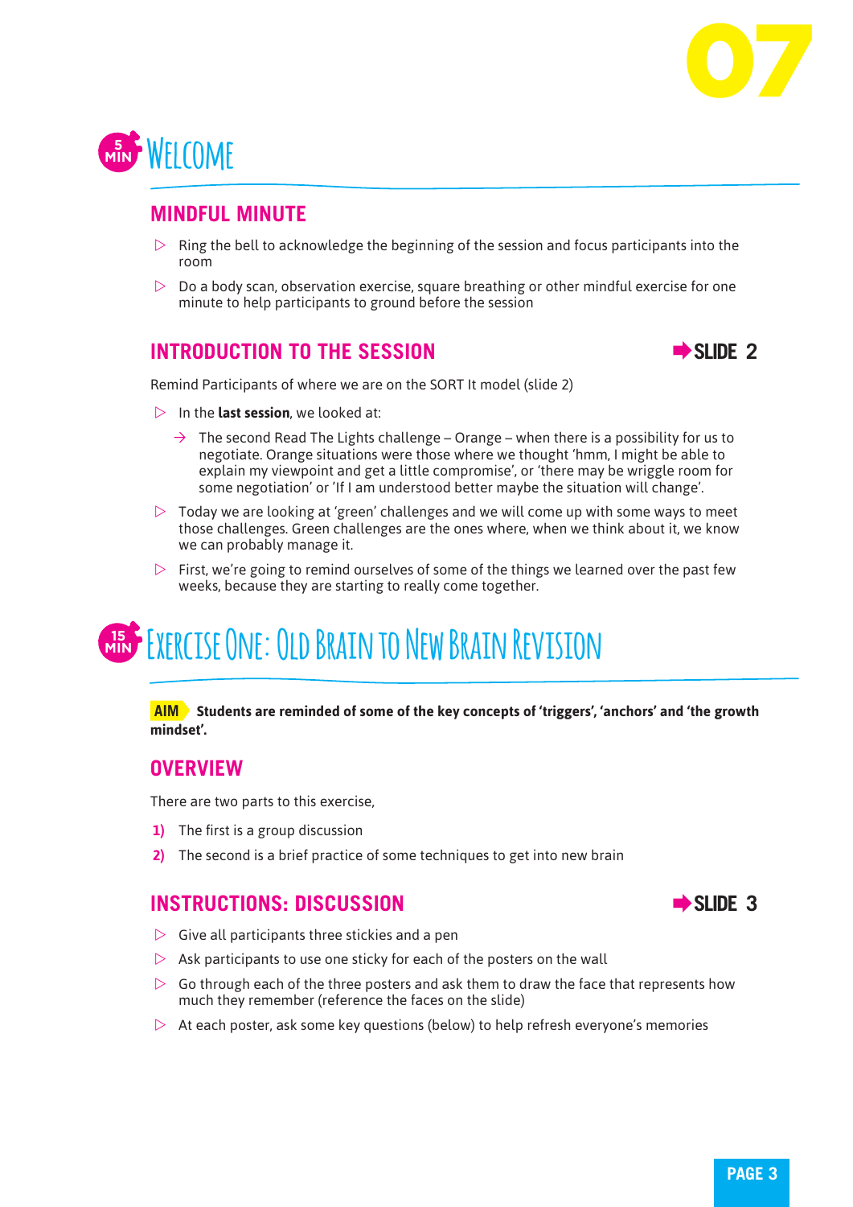# Welcome

5 MIN

## MINDFUL MINUTE

- Ring the bell to acknowledge the beginning of the session and focus participants into the room
- Do a body scan, observation exercise, square breathing or other mindful exercise for one minute to help participants to ground before the session

## INTRODUCTION TO THE SESSION

➡ SLIDE 2

Remind Participants of where we are on the SORT It model (slide 2)

- In the **last session**, we looked at:
  - The second Read The Lights challenge – Orange – when there is a possibility for us to negotiate. Orange situations were those where we thought 'hmm, I might be able to explain my viewpoint and get a little compromise', or 'there may be wriggle room for some negotiation' or 'If I am understood better maybe the situation will change'.
- Today we are looking at 'green' challenges and we will come up with some ways to meet those challenges. Green challenges are the ones where, when we think about it, we know we can probably manage it.
- First, we're going to remind ourselves of some of the things we learned over the past few weeks, because they are starting to really come together.

# Exercise One: Old Brain to New Brain Revision

15 MIN

**AIM** **Students are reminded of some of the key concepts of 'triggers', 'anchors' and 'the growth mindset'.**

## OVERVIEW

There are two parts to this exercise,

1) The first is a group discussion
2) The second is a brief practice of some techniques to get into new brain

## INSTRUCTIONS: DISCUSSION

➡ SLIDE 3

- Give all participants three stickies and a pen
- Ask participants to use one sticky for each of the posters on the wall
- Go through each of the three posters and ask them to draw the face that represents how much they remember (reference the faces on the slide)
- At each poster, ask some key questions (below) to help refresh everyone's memories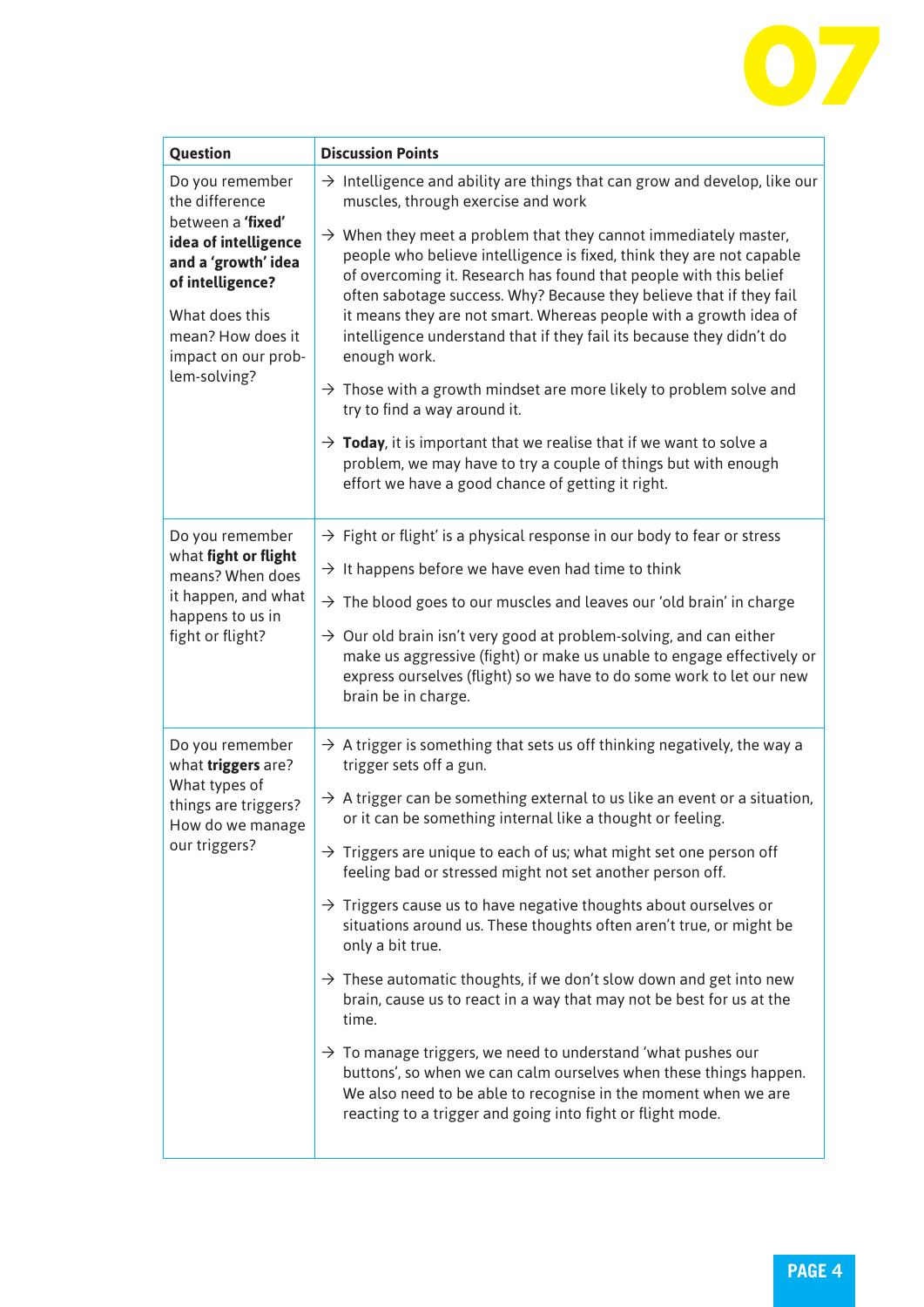| Question | Discussion Points |
|---|---|
| Do you remember the difference between a **'fixed' idea of intelligence and a 'growth' idea of intelligence?**<br><br>What does this mean? How does it impact on our prob-lem-solving? | → Intelligence and ability are things that can grow and develop, like our muscles, through exercise and work<br><br>→ When they meet a problem that they cannot immediately master, people who believe intelligence is fixed, think they are not capable of overcoming it. Research has found that people with this belief often sabotage success. Why? Because they believe that if they fail it means they are not smart. Whereas people with a growth idea of intelligence understand that if they fail its because they didn't do enough work.<br><br>→ Those with a growth mindset are more likely to problem solve and try to find a way around it.<br><br>→ **Today**, it is important that we realise that if we want to solve a problem, we may have to try a couple of things but with enough effort we have a good chance of getting it right. |
| Do you remember what **fight or flight** means? When does it happen, and what happens to us in fight or flight? | → Fight or flight' is a physical response in our body to fear or stress<br><br>→ It happens before we have even had time to think<br><br>→ The blood goes to our muscles and leaves our 'old brain' in charge<br><br>→ Our old brain isn't very good at problem-solving, and can either make us aggressive (fight) or make us unable to engage effectively or express ourselves (flight) so we have to do some work to let our new brain be in charge. |
| Do you remember what **triggers** are? What types of things are triggers? How do we manage our triggers? | → A trigger is something that sets us off thinking negatively, the way a trigger sets off a gun.<br><br>→ A trigger can be something external to us like an event or a situation, or it can be something internal like a thought or feeling.<br><br>→ Triggers are unique to each of us; what might set one person off feeling bad or stressed might not set another person off.<br><br>→ Triggers cause us to have negative thoughts about ourselves or situations around us. These thoughts often aren't true, or might be only a bit true.<br><br>→ These automatic thoughts, if we don't slow down and get into new brain, cause us to react in a way that may not be best for us at the time.<br><br>→ To manage triggers, we need to understand 'what pushes our buttons', so when we can calm ourselves when these things happen. We also need to be able to recognise in the moment when we are reacting to a trigger and going into fight or flight mode. |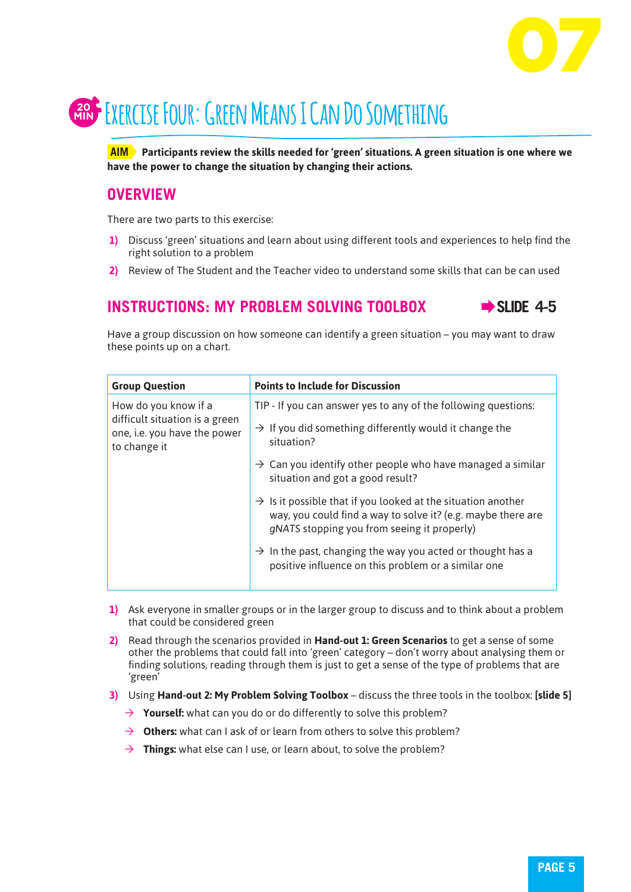# Exercise Four: Green Means I Can Do Something

20 MIN

**AIM** **Participants review the skills needed for 'green' situations. A green situation is one where we have the power to change the situation by changing their actions.**

## OVERVIEW

There are two parts to this exercise:

1) Discuss 'green' situations and learn about using different tools and experiences to help find the right solution to a problem
2) Review of The Student and the Teacher video to understand some skills that can be can used

## INSTRUCTIONS: MY PROBLEM SOLVING TOOLBOX

➡ SLIDE 4-5

Have a group discussion on how someone can identify a green situation – you may want to draw these points up on a chart.

| Group Question | Points to Include for Discussion |
|---|---|
| How do you know if a difficult situation is a green one, i.e. you have the power to change it | TIP - If you can answer yes to any of the following questions:<br>→ If you did something differently would it change the situation?<br>→ Can you identify other people who have managed a similar situation and got a good result?<br>→ Is it possible that if you looked at the situation another way, you could find a way to solve it? (e.g. maybe there are *gNATS* stopping you from seeing it properly)<br>→ In the past, changing the way you acted or thought has a positive influence on this problem or a similar one |

1) Ask everyone in smaller groups or in the larger group to discuss and to think about a problem that could be considered green
2) Read through the scenarios provided in **Hand-out 1: Green Scenarios** to get a sense of some other the problems that could fall into 'green' category – don't worry about analysing them or finding solutions, reading through them is just to get a sense of the type of problems that are 'green'
3) Using **Hand-out 2: My Problem Solving Toolbox** – discuss the three tools in the toolbox: **[slide 5]**
   - → **Yourself:** what can you do or do differently to solve this problem?
   - → **Others:** what can I ask of or learn from others to solve this problem?
   - → **Things:** what else can I use, or learn about, to solve the problem?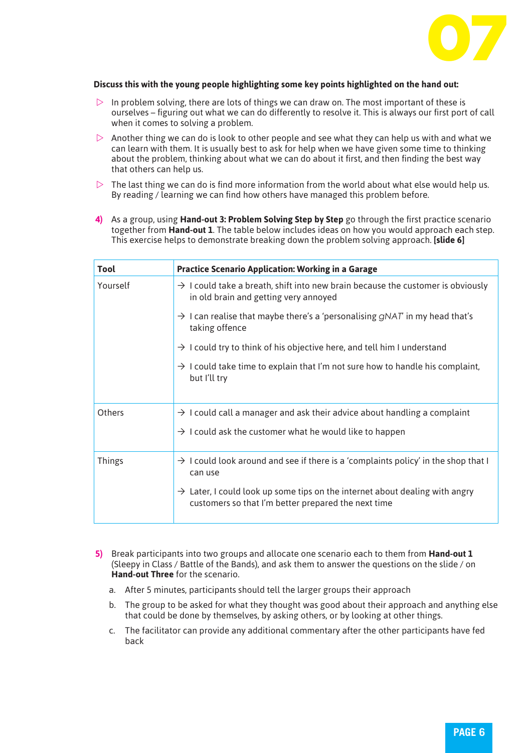**Discuss this with the young people highlighting some key points highlighted on the hand out:**

- In problem solving, there are lots of things we can draw on. The most important of these is ourselves – figuring out what we can do differently to resolve it. This is always our first port of call when it comes to solving a problem.
- Another thing we can do is look to other people and see what they can help us with and what we can learn with them. It is usually best to ask for help when we have given some time to thinking about the problem, thinking about what we can do about it first, and then finding the best way that others can help us.
- The last thing we can do is find more information from the world about what else would help us. By reading / learning we can find how others have managed this problem before.

4) As a group, using **Hand-out 3: Problem Solving Step by Step** go through the first practice scenario together from **Hand-out 1**. The table below includes ideas on how you would approach each step. This exercise helps to demonstrate breaking down the problem solving approach. **[slide 6]**

| **Tool** | **Practice Scenario Application: Working in a Garage** |
|---|---|
| Yourself | → I could take a breath, shift into new brain because the customer is obviously in old brain and getting very annoyed<br><br>→ I can realise that maybe there's a 'personalising *gNAT*' in my head that's taking offence<br><br>→ I could try to think of his objective here, and tell him I understand<br><br>→ I could take time to explain that I'm not sure how to handle his complaint, but I'll try |
| Others | → I could call a manager and ask their advice about handling a complaint<br><br>→ I could ask the customer what he would like to happen |
| Things | → I could look around and see if there is a 'complaints policy' in the shop that I can use<br><br>→ Later, I could look up some tips on the internet about dealing with angry customers so that I'm better prepared the next time |

5) Break participants into two groups and allocate one scenario each to them from **Hand-out 1** (Sleepy in Class / Battle of the Bands), and ask them to answer the questions on the slide / on **Hand-out Three** for the scenario.

   a. After 5 minutes, participants should tell the larger groups their approach

   b. The group to be asked for what they thought was good about their approach and anything else that could be done by themselves, by asking others, or by looking at other things.

   c. The facilitator can provide any additional commentary after the other participants have fed back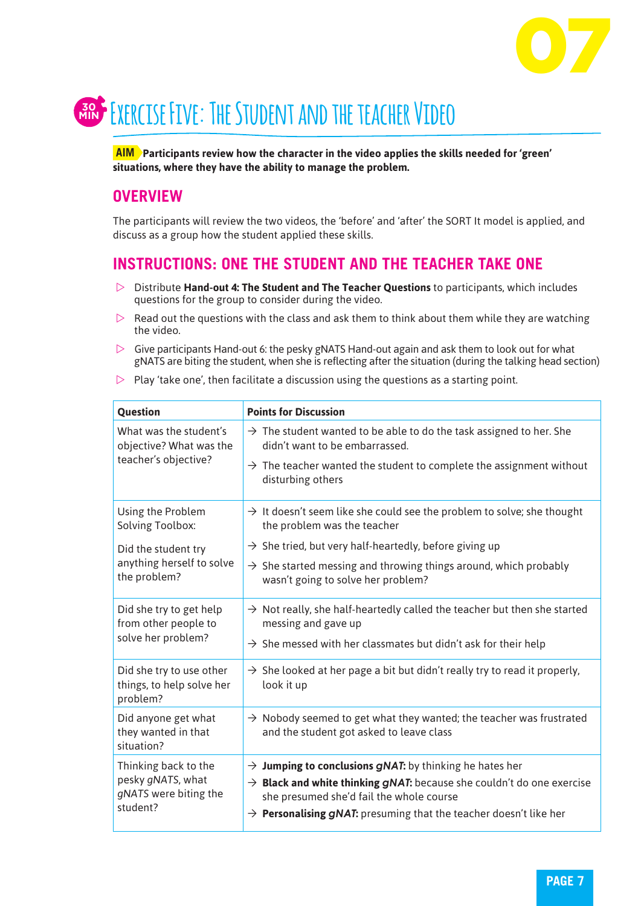## Exercise Five: The Student and the Teacher Video

30 MIN

**AIM** **Participants review how the character in the video applies the skills needed for 'green' situations, where they have the ability to manage the problem.**

### OVERVIEW

The participants will review the two videos, the 'before' and 'after' the SORT It model is applied, and discuss as a group how the student applied these skills.

### INSTRUCTIONS: ONE THE STUDENT AND THE TEACHER TAKE ONE

- Distribute **Hand-out 4: The Student and The Teacher Questions** to participants, which includes questions for the group to consider during the video.
- Read out the questions with the class and ask them to think about them while they are watching the video.
- Give participants Hand-out 6: the pesky gNATS Hand-out again and ask them to look out for what gNATS are biting the student, when she is reflecting after the situation (during the talking head section)
- Play 'take one', then facilitate a discussion using the questions as a starting point.

| Question | Points for Discussion |
|---|---|
| What was the student's objective? What was the teacher's objective? | → The student wanted to be able to do the task assigned to her. She didn't want to be embarrassed.<br>→ The teacher wanted the student to complete the assignment without disturbing others |
| Using the Problem Solving Toolbox:<br><br>Did the student try anything herself to solve the problem? | → It doesn't seem like she could see the problem to solve; she thought the problem was the teacher<br>→ She tried, but very half-heartedly, before giving up<br>→ She started messing and throwing things around, which probably wasn't going to solve her problem? |
| Did she try to get help from other people to solve her problem? | → Not really, she half-heartedly called the teacher but then she started messing and gave up<br>→ She messed with her classmates but didn't ask for their help |
| Did she try to use other things, to help solve her problem? | → She looked at her page a bit but didn't really try to read it properly, look it up |
| Did anyone get what they wanted in that situation? | → Nobody seemed to get what they wanted; the teacher was frustrated and the student got asked to leave class |
| Thinking back to the pesky *gNATS*, what *gNATS* were biting the student? | → **Jumping to conclusions *gNAT*:** by thinking he hates her<br>→ **Black and white thinking *gNAT*:** because she couldn't do one exercise she presumed she'd fail the whole course<br>→ **Personalising *gNAT*:** presuming that the teacher doesn't like her |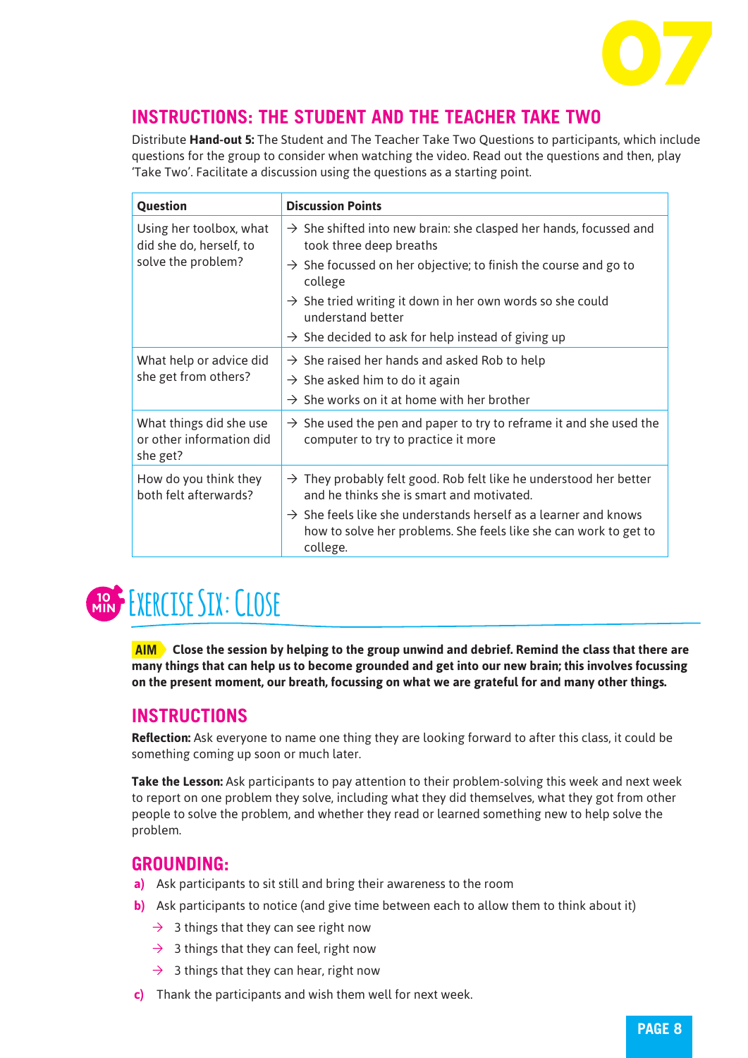## INSTRUCTIONS: THE STUDENT AND THE TEACHER TAKE TWO

Distribute **Hand-out 5:** The Student and The Teacher Take Two Questions to participants, which include questions for the group to consider when watching the video. Read out the questions and then, play 'Take Two'. Facilitate a discussion using the questions as a starting point.

| Question | Discussion Points |
|---|---|
| Using her toolbox, what did she do, herself, to solve the problem? | → She shifted into new brain: she clasped her hands, focussed and took three deep breaths<br>→ She focussed on her objective; to finish the course and go to college<br>→ She tried writing it down in her own words so she could understand better<br>→ She decided to ask for help instead of giving up |
| What help or advice did she get from others? | → She raised her hands and asked Rob to help<br>→ She asked him to do it again<br>→ She works on it at home with her brother |
| What things did she use or other information did she get? | → She used the pen and paper to try to reframe it and she used the computer to try to practice it more |
| How do you think they both felt afterwards? | → They probably felt good. Rob felt like he understood her better and he thinks she is smart and motivated.<br>→ She feels like she understands herself as a learner and knows how to solve her problems. She feels like she can work to get to college. |

## 10 MIN Exercise Six: Close

**AIM Close the session by helping to the group unwind and debrief. Remind the class that there are many things that can help us to become grounded and get into our new brain; this involves focussing on the present moment, our breath, focussing on what we are grateful for and many other things.**

### INSTRUCTIONS

**Reflection:** Ask everyone to name one thing they are looking forward to after this class, it could be something coming up soon or much later.

**Take the Lesson:** Ask participants to pay attention to their problem-solving this week and next week to report on one problem they solve, including what they did themselves, what they got from other people to solve the problem, and whether they read or learned something new to help solve the problem.

### GROUNDING:

a) Ask participants to sit still and bring their awareness to the room

b) Ask participants to notice (and give time between each to allow them to think about it)
   - → 3 things that they can see right now
   - → 3 things that they can feel, right now
   - → 3 things that they can hear, right now

c) Thank the participants and wish them well for next week.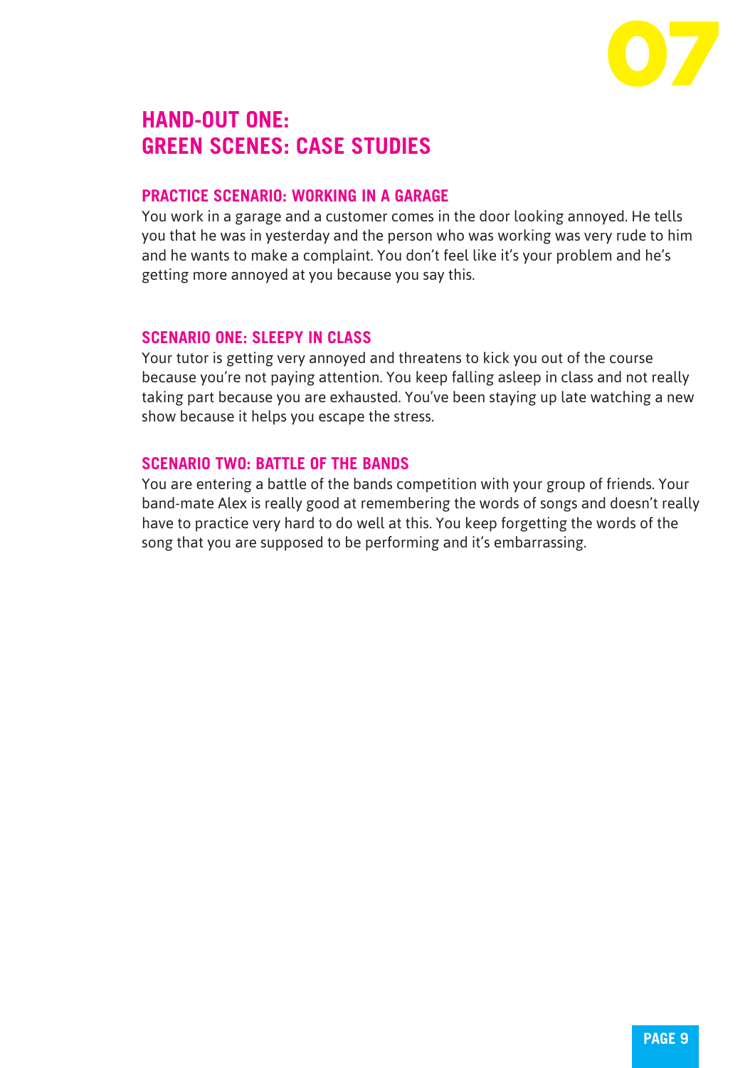# HAND-OUT ONE: GREEN SCENES: CASE STUDIES

### PRACTICE SCENARIO: WORKING IN A GARAGE

You work in a garage and a customer comes in the door looking annoyed. He tells you that he was in yesterday and the person who was working was very rude to him and he wants to make a complaint. You don't feel like it's your problem and he's getting more annoyed at you because you say this.

### SCENARIO ONE: SLEEPY IN CLASS

Your tutor is getting very annoyed and threatens to kick you out of the course because you're not paying attention. You keep falling asleep in class and not really taking part because you are exhausted. You've been staying up late watching a new show because it helps you escape the stress.

### SCENARIO TWO: BATTLE OF THE BANDS

You are entering a battle of the bands competition with your group of friends. Your band-mate Alex is really good at remembering the words of songs and doesn't really have to practice very hard to do well at this. You keep forgetting the words of the song that you are supposed to be performing and it's embarrassing.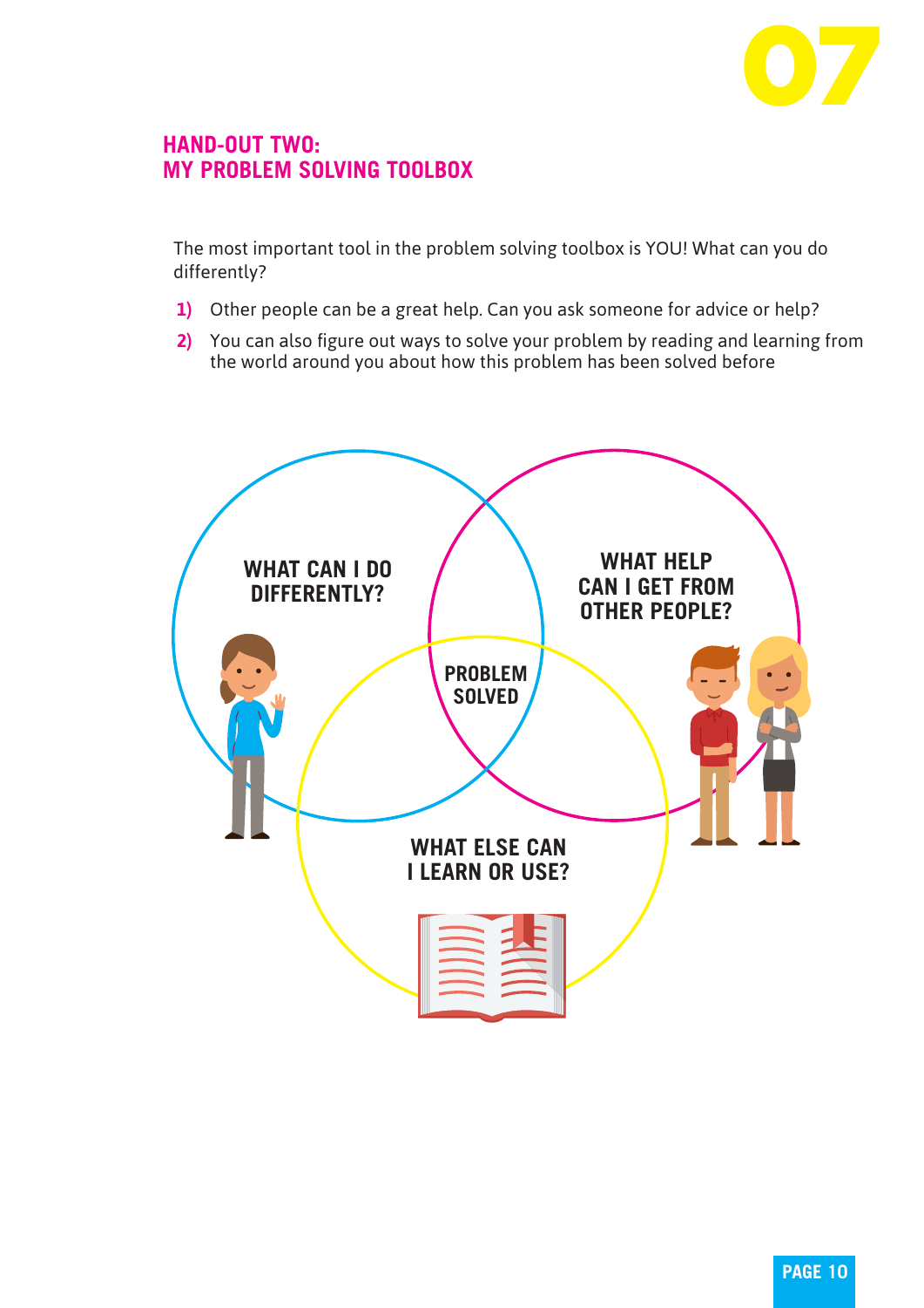## HAND-OUT TWO:
## MY PROBLEM SOLVING TOOLBOX

The most important tool in the problem solving toolbox is YOU! What can you do differently?

1) Other people can be a great help. Can you ask someone for advice or help?
2) You can also figure out ways to solve your problem by reading and learning from the world around you about how this problem has been solved before

WHAT CAN I DO DIFFERENTLY?

WHAT HELP CAN I GET FROM OTHER PEOPLE?

PROBLEM SOLVED

WHAT ELSE CAN I LEARN OR USE?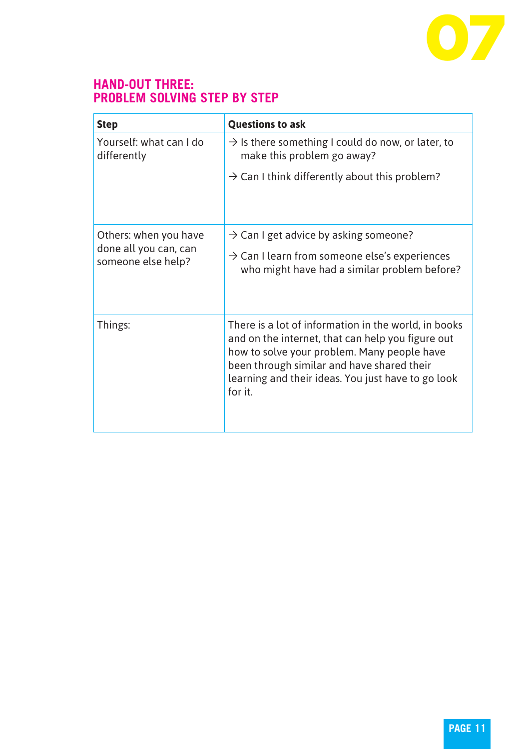## HAND-OUT THREE: PROBLEM SOLVING STEP BY STEP

| Step | Questions to ask |
|---|---|
| Yourself: what can I do differently | → Is there something I could do now, or later, to make this problem go away?<br>→ Can I think differently about this problem? |
| Others: when you have done all you can, can someone else help? | → Can I get advice by asking someone?<br>→ Can I learn from someone else's experiences who might have had a similar problem before? |
| Things: | There is a lot of information in the world, in books and on the internet, that can help you figure out how to solve your problem. Many people have been through similar and have shared their learning and their ideas. You just have to go look for it. |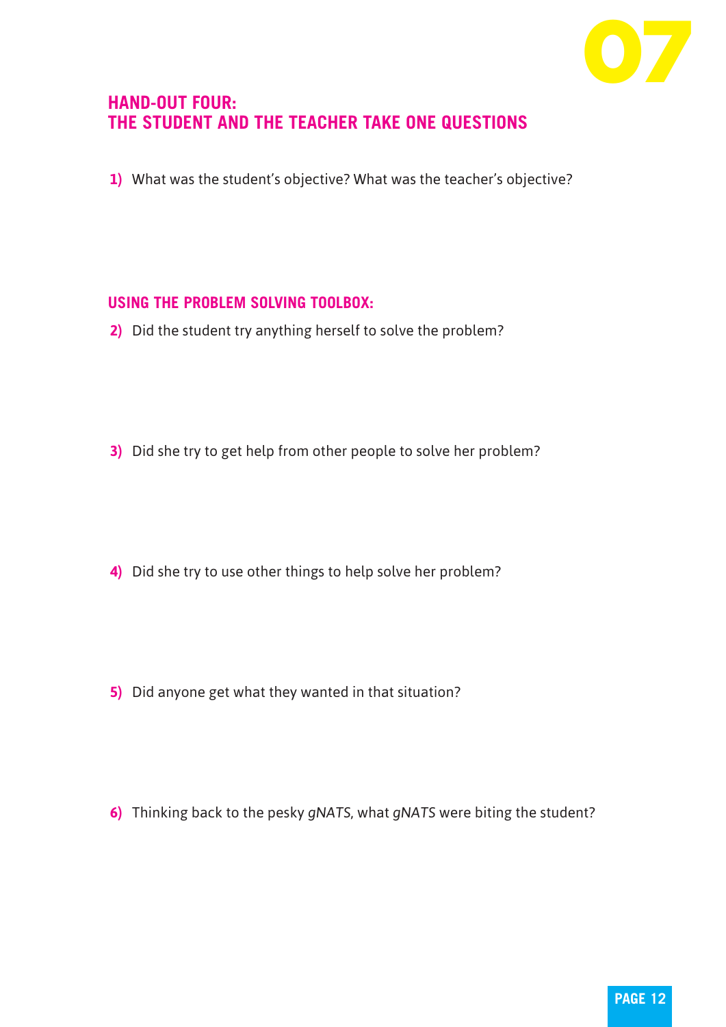## HAND-OUT FOUR: THE STUDENT AND THE TEACHER TAKE ONE QUESTIONS

**1)** What was the student's objective? What was the teacher's objective?

### USING THE PROBLEM SOLVING TOOLBOX:

**2)** Did the student try anything herself to solve the problem?

**3)** Did she try to get help from other people to solve her problem?

**4)** Did she try to use other things to help solve her problem?

**5)** Did anyone get what they wanted in that situation?

**6)** Thinking back to the pesky *gNATS*, what *gNATS* were biting the student?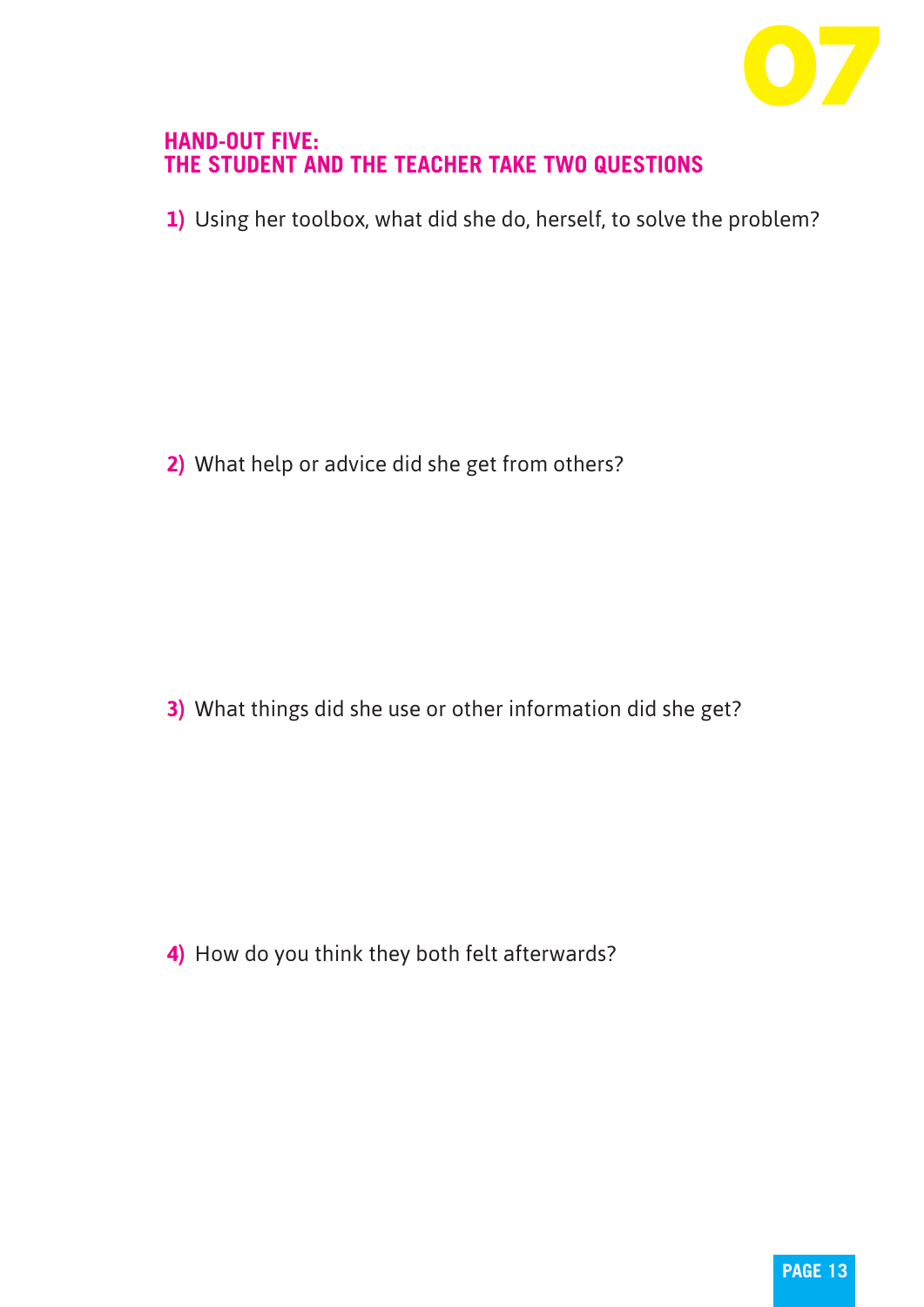## HAND-OUT FIVE: THE STUDENT AND THE TEACHER TAKE TWO QUESTIONS

**1)** Using her toolbox, what did she do, herself, to solve the problem?

**2)** What help or advice did she get from others?

**3)** What things did she use or other information did she get?

**4)** How do you think they both felt afterwards?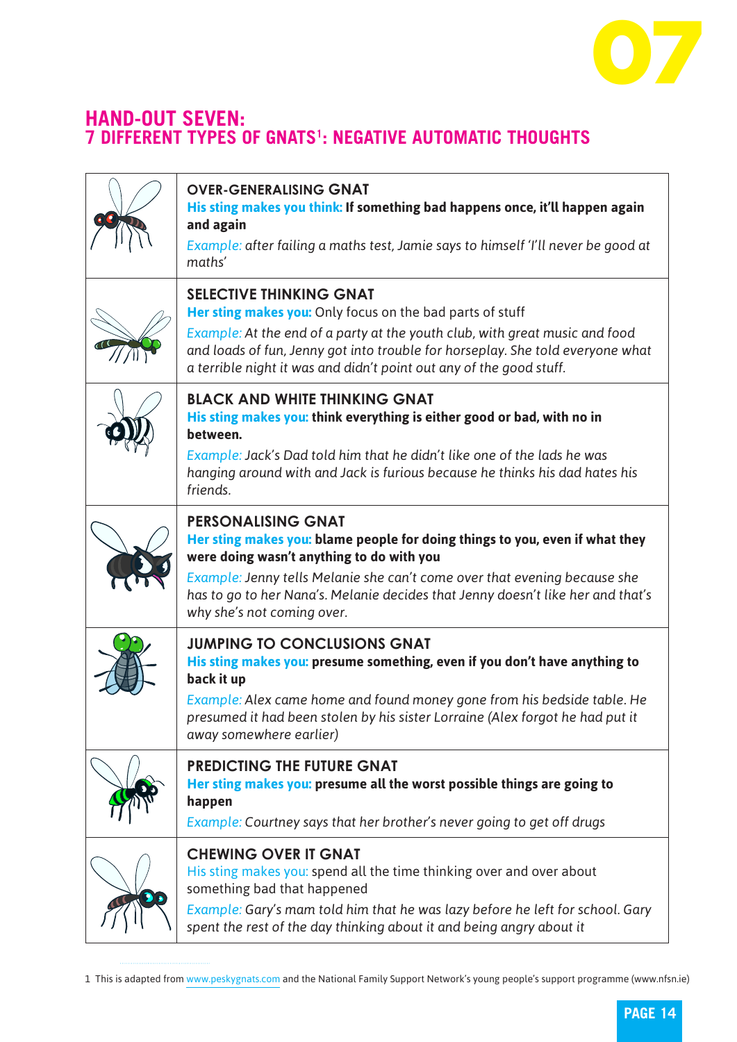## HAND-OUT SEVEN:
## 7 DIFFERENT TYPES OF GNATS[1]: NEGATIVE AUTOMATIC THOUGHTS

| | |
|---|---|
| | **OVER-GENERALISING GNAT**<br>**His sting makes you think: If something bad happens once, it'll happen again and again**<br>*Example: after failing a maths test, Jamie says to himself 'I'll never be good at maths'* |
| | **SELECTIVE THINKING GNAT**<br>**Her sting makes you:** Only focus on the bad parts of stuff<br>*Example: At the end of a party at the youth club, with great music and food and loads of fun, Jenny got into trouble for horseplay. She told everyone what a terrible night it was and didn't point out any of the good stuff.* |
| | **BLACK AND WHITE THINKING GNAT**<br>**His sting makes you: think everything is either good or bad, with no in between.**<br>*Example: Jack's Dad told him that he didn't like one of the lads he was hanging around with and Jack is furious because he thinks his dad hates his friends.* |
| | **PERSONALISING GNAT**<br>**Her sting makes you: blame people for doing things to you, even if what they were doing wasn't anything to do with you**<br>*Example: Jenny tells Melanie she can't come over that evening because she has to go to her Nana's. Melanie decides that Jenny doesn't like her and that's why she's not coming over.* |
| | **JUMPING TO CONCLUSIONS GNAT**<br>**His sting makes you: presume something, even if you don't have anything to back it up**<br>*Example: Alex came home and found money gone from his bedside table. He presumed it had been stolen by his sister Lorraine (Alex forgot he had put it away somewhere earlier)* |
| | **PREDICTING THE FUTURE GNAT**<br>**Her sting makes you: presume all the worst possible things are going to happen**<br>*Example: Courtney says that her brother's never going to get off drugs* |
| | **CHEWING OVER IT GNAT**<br>His sting makes you: spend all the time thinking over and over about something bad that happened<br>*Example: Gary's mam told him that he was lazy before he left for school. Gary spent the rest of the day thinking about it and being angry about it* |

1 This is adapted from www.peskygnats.com and the National Family Support Network's young people's support programme (www.nfsn.ie)